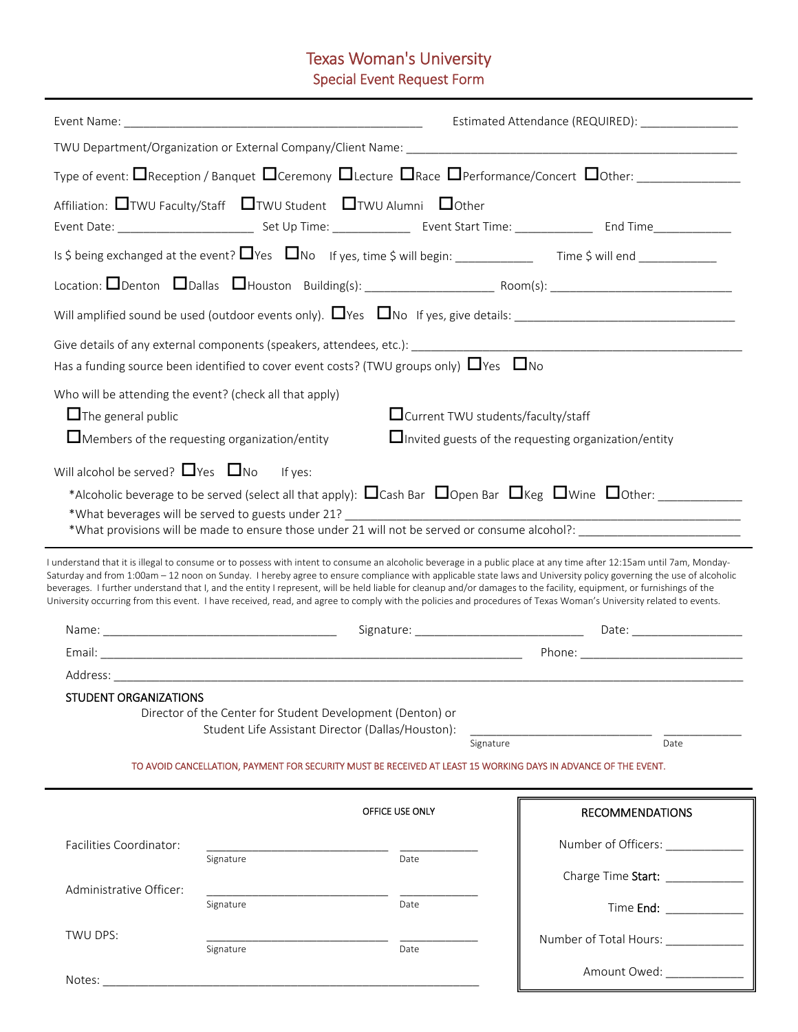# Texas Woman's University
## Special Event Request Form

Event Name: ______________________________________________ Estimated Attendance (REQUIRED): _______________

TWU Department/Organization or External Company/Client Name: ____________________________________________________

Type of event: ☐Reception / Banquet ☐Ceremony ☐Lecture ☐Race ☐Performance/Concert ☐Other: _______________

Affiliation: ☐TWU Faculty/Staff ☐TWU Student ☐TWU Alumni ☐Other

Event Date: _____________________ Set Up Time: ____________ Event Start Time: ____________ End Time____________

Is $ being exchanged at the event? ☐Yes ☐No If yes, time $ will begin: ____________ Time $ will end ____________

Location: ☐Denton ☐Dallas ☐Houston Building(s): ____________________ Room(s): ____________________________

Will amplified sound be used (outdoor events only). ☐Yes ☐No If yes, give details: __________________________________

Give details of any external components (speakers, attendees, etc.): ______________________________________________

Has a funding source been identified to cover event costs? (TWU groups only) ☐Yes ☐No

Who will be attending the event? (check all that apply)

☐The general public ☐Current TWU students/faculty/staff

☐Members of the requesting organization/entity ☐Invited guests of the requesting organization/entity

Will alcohol be served? ☐Yes ☐No If yes:

*Alcoholic beverage to be served (select all that apply): ☐Cash Bar ☐Open Bar ☐Keg ☐Wine ☐Other: _____________

*What beverages will be served to guests under 21? ________________________________________________________

*What provisions will be made to ensure those under 21 will not be served or consume alcohol?: ________________________

---

I understand that it is illegal to consume or to possess with intent to consume an alcoholic beverage in a public place at any time after 12:15am until 7am, Monday-Saturday and from 1:00am – 12 noon on Sunday. I hereby agree to ensure compliance with applicable state laws and University policy governing the use of alcoholic beverages. I further understand that I, and the entity I represent, will be held liable for cleanup and/or damages to the facility, equipment, or furnishings of the University occurring from this event. I have received, read, and agree to comply with the policies and procedures of Texas Woman's University related to events.

Name: ____________________________________ Signature: __________________________ Date: _________________

Email: _________________________________________________________________ Phone: _________________________

Address: ____________________________________________________________________________________________

**STUDENT ORGANIZATIONS**

Director of the Center for Student Development (Denton) or
Student Life Assistant Director (Dallas/Houston): ____________________________ ____________
Signature Date

TO AVOID CANCELLATION, PAYMENT FOR SECURITY MUST BE RECEIVED AT LEAST 15 WORKING DAYS IN ADVANCE OF THE EVENT.

---

OFFICE USE ONLY

Facilities Coordinator: ____________________________ ____________
Signature Date

Administrative Officer: ____________________________ ____________
Signature Date

TWU DPS: ____________________________ ____________
Signature Date

Notes: ______________________________________________________________

**RECOMMENDATIONS**

Number of Officers: ____________

Charge Time **Start:** ____________

Time **End:** ____________

Number of Total Hours: ____________

Amount Owed: ____________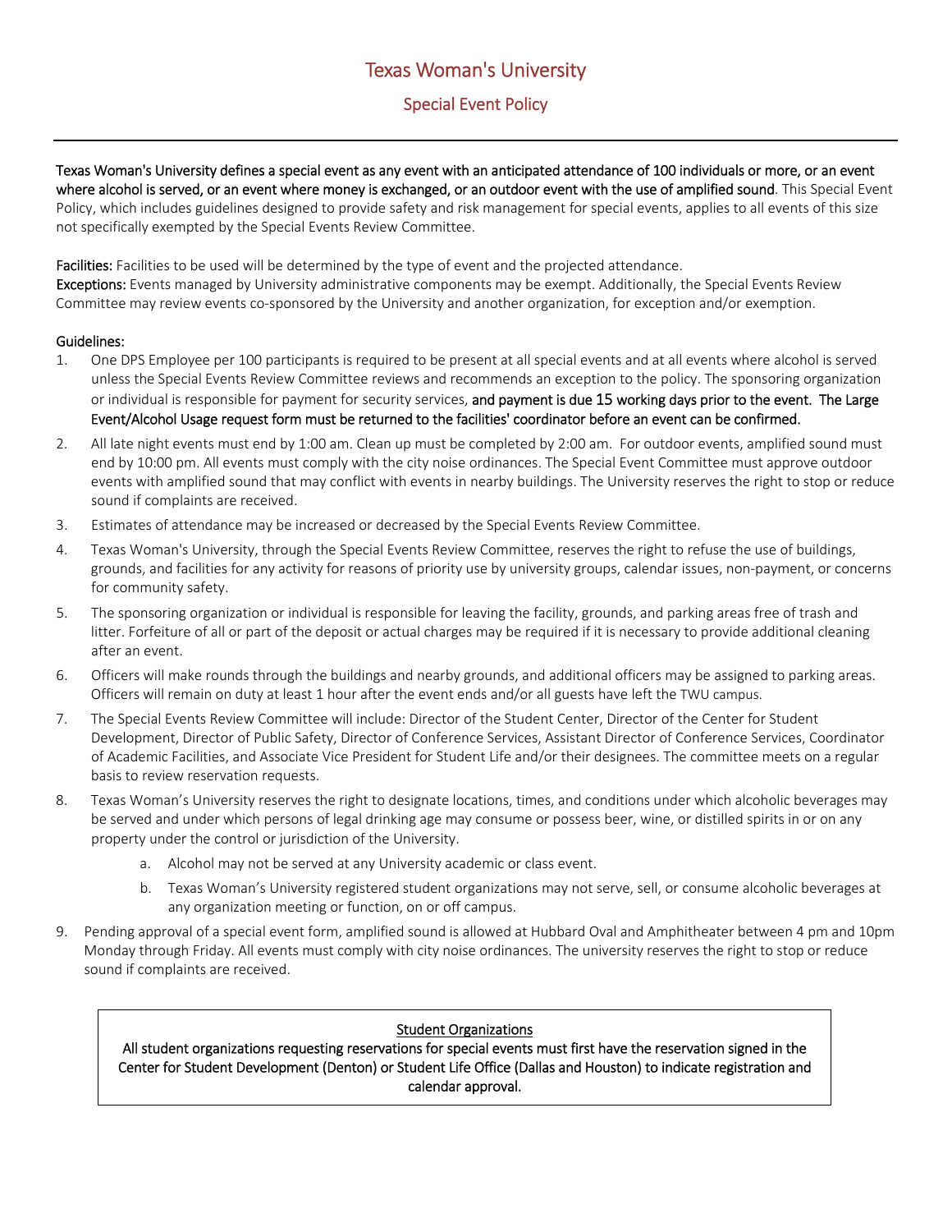# Texas Woman's University

## Special Event Policy

---

**Texas Woman's University defines a special event as any event with an anticipated attendance of 100 individuals or more, or an event where alcohol is served, or an event where money is exchanged, or an outdoor event with the use of amplified sound**. This Special Event Policy, which includes guidelines designed to provide safety and risk management for special events, applies to all events of this size not specifically exempted by the Special Events Review Committee.

**Facilities:** Facilities to be used will be determined by the type of event and the projected attendance.
**Exceptions:** Events managed by University administrative components may be exempt. Additionally, the Special Events Review Committee may review events co-sponsored by the University and another organization, for exception and/or exemption.

**Guidelines:**

1. One DPS Employee per 100 participants is required to be present at all special events and at all events where alcohol is served unless the Special Events Review Committee reviews and recommends an exception to the policy. The sponsoring organization or individual is responsible for payment for security services, **and payment is due 15 working days prior to the event. The Large Event/Alcohol Usage request form must be returned to the facilities' coordinator before an event can be confirmed.**
2. All late night events must end by 1:00 am. Clean up must be completed by 2:00 am. For outdoor events, amplified sound must end by 10:00 pm. All events must comply with the city noise ordinances. The Special Event Committee must approve outdoor events with amplified sound that may conflict with events in nearby buildings. The University reserves the right to stop or reduce sound if complaints are received.
3. Estimates of attendance may be increased or decreased by the Special Events Review Committee.
4. Texas Woman's University, through the Special Events Review Committee, reserves the right to refuse the use of buildings, grounds, and facilities for any activity for reasons of priority use by university groups, calendar issues, non-payment, or concerns for community safety.
5. The sponsoring organization or individual is responsible for leaving the facility, grounds, and parking areas free of trash and litter. Forfeiture of all or part of the deposit or actual charges may be required if it is necessary to provide additional cleaning after an event.
6. Officers will make rounds through the buildings and nearby grounds, and additional officers may be assigned to parking areas. Officers will remain on duty at least 1 hour after the event ends and/or all guests have left the TWU campus.
7. The Special Events Review Committee will include: Director of the Student Center, Director of the Center for Student Development, Director of Public Safety, Director of Conference Services, Assistant Director of Conference Services, Coordinator of Academic Facilities, and Associate Vice President for Student Life and/or their designees. The committee meets on a regular basis to review reservation requests.
8. Texas Woman's University reserves the right to designate locations, times, and conditions under which alcoholic beverages may be served and under which persons of legal drinking age may consume or possess beer, wine, or distilled spirits in or on any property under the control or jurisdiction of the University.
    a. Alcohol may not be served at any University academic or class event.
    b. Texas Woman's University registered student organizations may not serve, sell, or consume alcoholic beverages at any organization meeting or function, on or off campus.
9. Pending approval of a special event form, amplified sound is allowed at Hubbard Oval and Amphitheater between 4 pm and 10pm Monday through Friday. All events must comply with city noise ordinances. The university reserves the right to stop or reduce sound if complaints are received.

**Student Organizations**

**All student organizations requesting reservations for special events must first have the reservation signed in the Center for Student Development (Denton) or Student Life Office (Dallas and Houston) to indicate registration and calendar approval.**